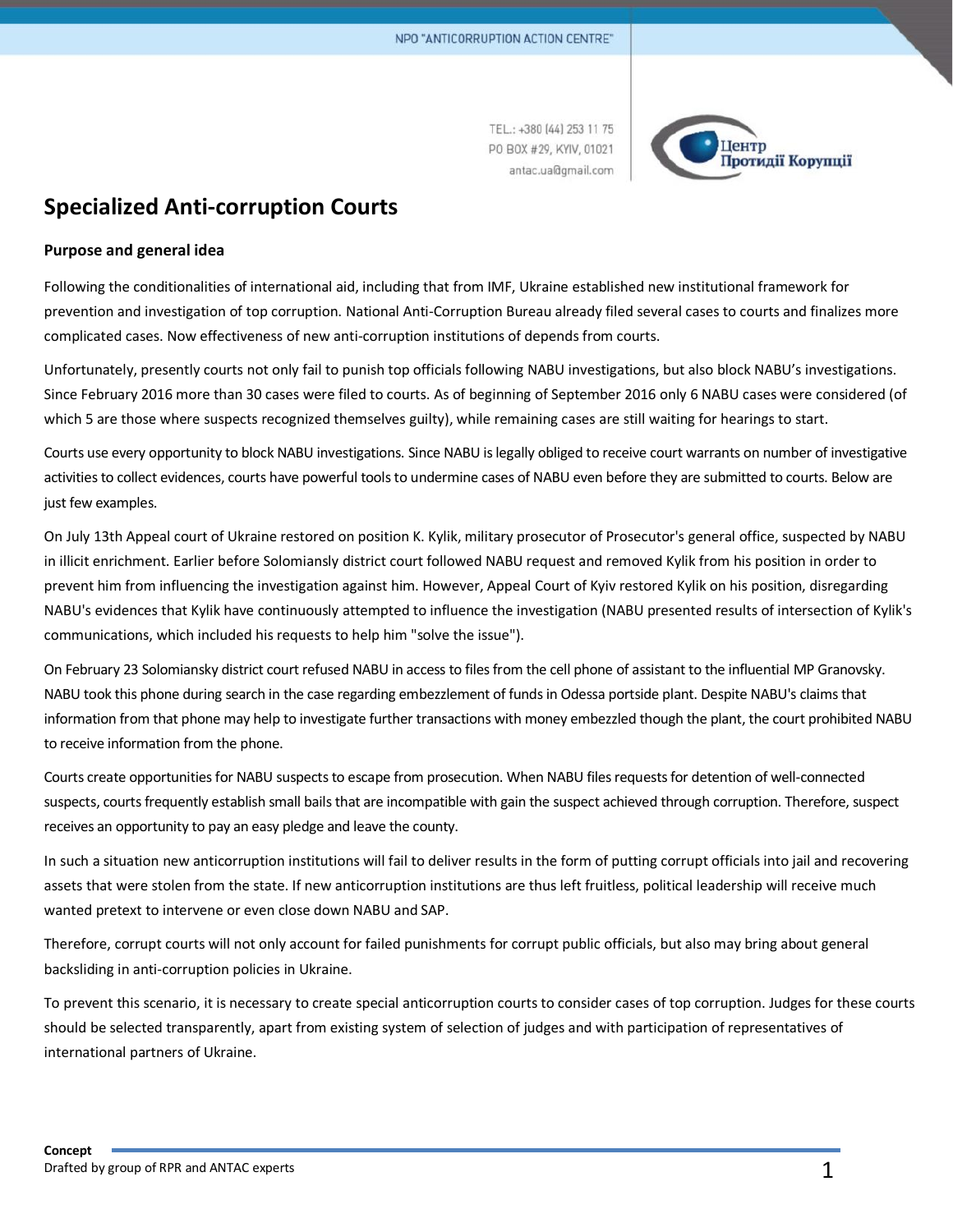NPO "ANTICORRUPTION ACTION CENTRE"

TEL.: +380 (44) 253 11 75
PO BOX #29, KYIV, 01021
antac.ua@gmail.com

Центр Протидії Корупції

# Specialized Anti-corruption Courts

**Purpose and general idea**

Following the conditionalities of international aid, including that from IMF, Ukraine established new institutional framework for prevention and investigation of top corruption. National Anti-Corruption Bureau already filed several cases to courts and finalizes more complicated cases. Now effectiveness of new anti-corruption institutions of depends from courts.

Unfortunately, presently courts not only fail to punish top officials following NABU investigations, but also block NABU's investigations. Since February 2016 more than 30 cases were filed to courts. As of beginning of September 2016 only 6 NABU cases were considered (of which 5 are those where suspects recognized themselves guilty), while remaining cases are still waiting for hearings to start.

Courts use every opportunity to block NABU investigations. Since NABU is legally obliged to receive court warrants on number of investigative activities to collect evidences, courts have powerful tools to undermine cases of NABU even before they are submitted to courts. Below are just few examples.

On July 13th Appeal court of Ukraine restored on position K. Kylik, military prosecutor of Prosecutor's general office, suspected by NABU in illicit enrichment. Earlier before Solomiansly district court followed NABU request and removed Kylik from his position in order to prevent him from influencing the investigation against him. However, Appeal Court of Kyiv restored Kylik on his position, disregarding NABU's evidences that Kylik have continuously attempted to influence the investigation (NABU presented results of intersection of Kylik's communications, which included his requests to help him "solve the issue").

On February 23 Solomiansky district court refused NABU in access to files from the cell phone of assistant to the influential MP Granovsky. NABU took this phone during search in the case regarding embezzlement of funds in Odessa portside plant. Despite NABU's claims that information from that phone may help to investigate further transactions with money embezzled though the plant, the court prohibited NABU to receive information from the phone.

Courts create opportunities for NABU suspects to escape from prosecution. When NABU files requests for detention of well-connected suspects, courts frequently establish small bails that are incompatible with gain the suspect achieved through corruption. Therefore, suspect receives an opportunity to pay an easy pledge and leave the county.

In such a situation new anticorruption institutions will fail to deliver results in the form of putting corrupt officials into jail and recovering assets that were stolen from the state. If new anticorruption institutions are thus left fruitless, political leadership will receive much wanted pretext to intervene or even close down NABU and SAP.

Therefore, corrupt courts will not only account for failed punishments for corrupt public officials, but also may bring about general backsliding in anti-corruption policies in Ukraine.

To prevent this scenario, it is necessary to create special anticorruption courts to consider cases of top corruption. Judges for these courts should be selected transparently, apart from existing system of selection of judges and with participation of representatives of international partners of Ukraine.

**Concept**
Drafted by group of RPR and ANTAC experts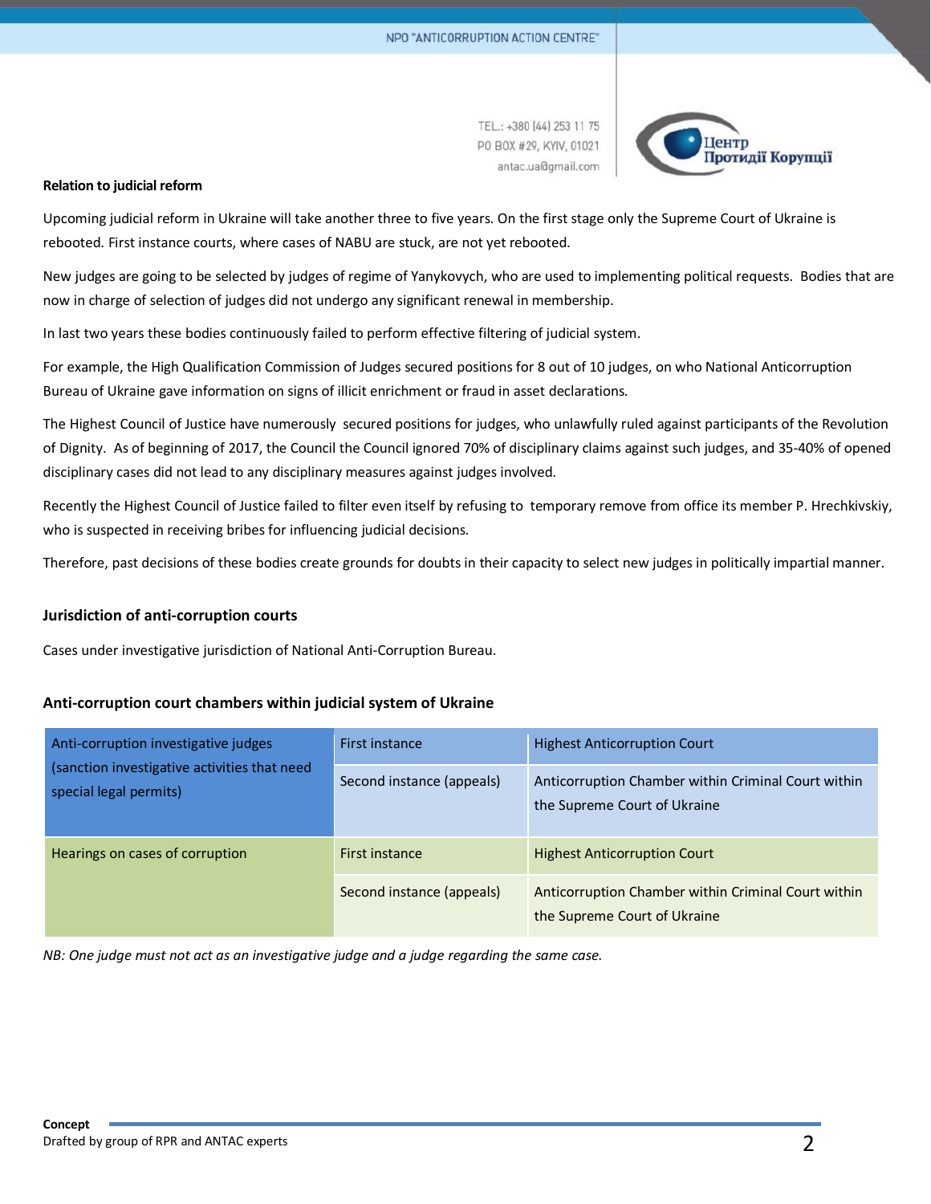**Relation to judicial reform**

Upcoming judicial reform in Ukraine will take another three to five years. On the first stage only the Supreme Court of Ukraine is rebooted. First instance courts, where cases of NABU are stuck, are not yet rebooted.

New judges are going to be selected by judges of regime of Yanykovych, who are used to implementing political requests. Bodies that are now in charge of selection of judges did not undergo any significant renewal in membership.

In last two years these bodies continuously failed to perform effective filtering of judicial system.

For example, the High Qualification Commission of Judges secured positions for 8 out of 10 judges, on who National Anticorruption Bureau of Ukraine gave information on signs of illicit enrichment or fraud in asset declarations.

The Highest Council of Justice have numerously secured positions for judges, who unlawfully ruled against participants of the Revolution of Dignity. As of beginning of 2017, the Council the Council ignored 70% of disciplinary claims against such judges, and 35-40% of opened disciplinary cases did not lead to any disciplinary measures against judges involved.

Recently the Highest Council of Justice failed to filter even itself by refusing to temporary remove from office its member P. Hrechkivskiy, who is suspected in receiving bribes for influencing judicial decisions.

Therefore, past decisions of these bodies create grounds for doubts in their capacity to select new judges in politically impartial manner.

### Jurisdiction of anti-corruption courts

Cases under investigative jurisdiction of National Anti-Corruption Bureau.

### Anti-corruption court chambers within judicial system of Ukraine

| | | |
|---|---|---|
| Anti-corruption investigative judges (sanction investigative activities that need special legal permits) | First instance | Highest Anticorruption Court |
| | Second instance (appeals) | Anticorruption Chamber within Criminal Court within the Supreme Court of Ukraine |
| Hearings on cases of corruption | First instance | Highest Anticorruption Court |
| | Second instance (appeals) | Anticorruption Chamber within Criminal Court within the Supreme Court of Ukraine |

*NB: One judge must not act as an investigative judge and a judge regarding the same case.*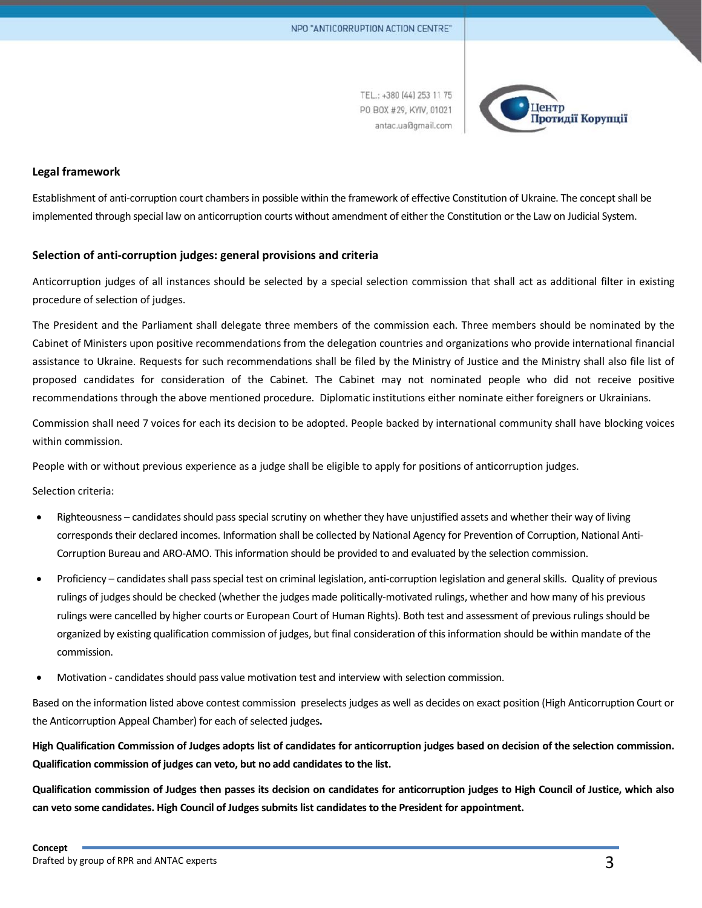## Legal framework

Establishment of anti-corruption court chambers in possible within the framework of effective Constitution of Ukraine. The concept shall be implemented through special law on anticorruption courts without amendment of either the Constitution or the Law on Judicial System.

## Selection of anti-corruption judges: general provisions and criteria

Anticorruption judges of all instances should be selected by a special selection commission that shall act as additional filter in existing procedure of selection of judges.

The President and the Parliament shall delegate three members of the commission each. Three members should be nominated by the Cabinet of Ministers upon positive recommendations from the delegation countries and organizations who provide international financial assistance to Ukraine. Requests for such recommendations shall be filed by the Ministry of Justice and the Ministry shall also file list of proposed candidates for consideration of the Cabinet. The Cabinet may not nominated people who did not receive positive recommendations through the above mentioned procedure. Diplomatic institutions either nominate either foreigners or Ukrainians.

Commission shall need 7 voices for each its decision to be adopted. People backed by international community shall have blocking voices within commission.

People with or without previous experience as a judge shall be eligible to apply for positions of anticorruption judges.

Selection criteria:

- Righteousness – candidates should pass special scrutiny on whether they have unjustified assets and whether their way of living corresponds their declared incomes. Information shall be collected by National Agency for Prevention of Corruption, National Anti-Corruption Bureau and ARO-AMO. This information should be provided to and evaluated by the selection commission.
- Proficiency – candidates shall pass special test on criminal legislation, anti-corruption legislation and general skills. Quality of previous rulings of judges should be checked (whether the judges made politically-motivated rulings, whether and how many of his previous rulings were cancelled by higher courts or European Court of Human Rights). Both test and assessment of previous rulings should be organized by existing qualification commission of judges, but final consideration of this information should be within mandate of the commission.
- Motivation - candidates should pass value motivation test and interview with selection commission.

Based on the information listed above contest commission preselects judges as well as decides on exact position (High Anticorruption Court or the Anticorruption Appeal Chamber) for each of selected judges**.**

**High Qualification Commission of Judges adopts list of candidates for anticorruption judges based on decision of the selection commission. Qualification commission of judges can veto, but no add candidates to the list.**

**Qualification commission of Judges then passes its decision on candidates for anticorruption judges to High Council of Justice, which also can veto some candidates. High Council of Judges submits list candidates to the President for appointment.**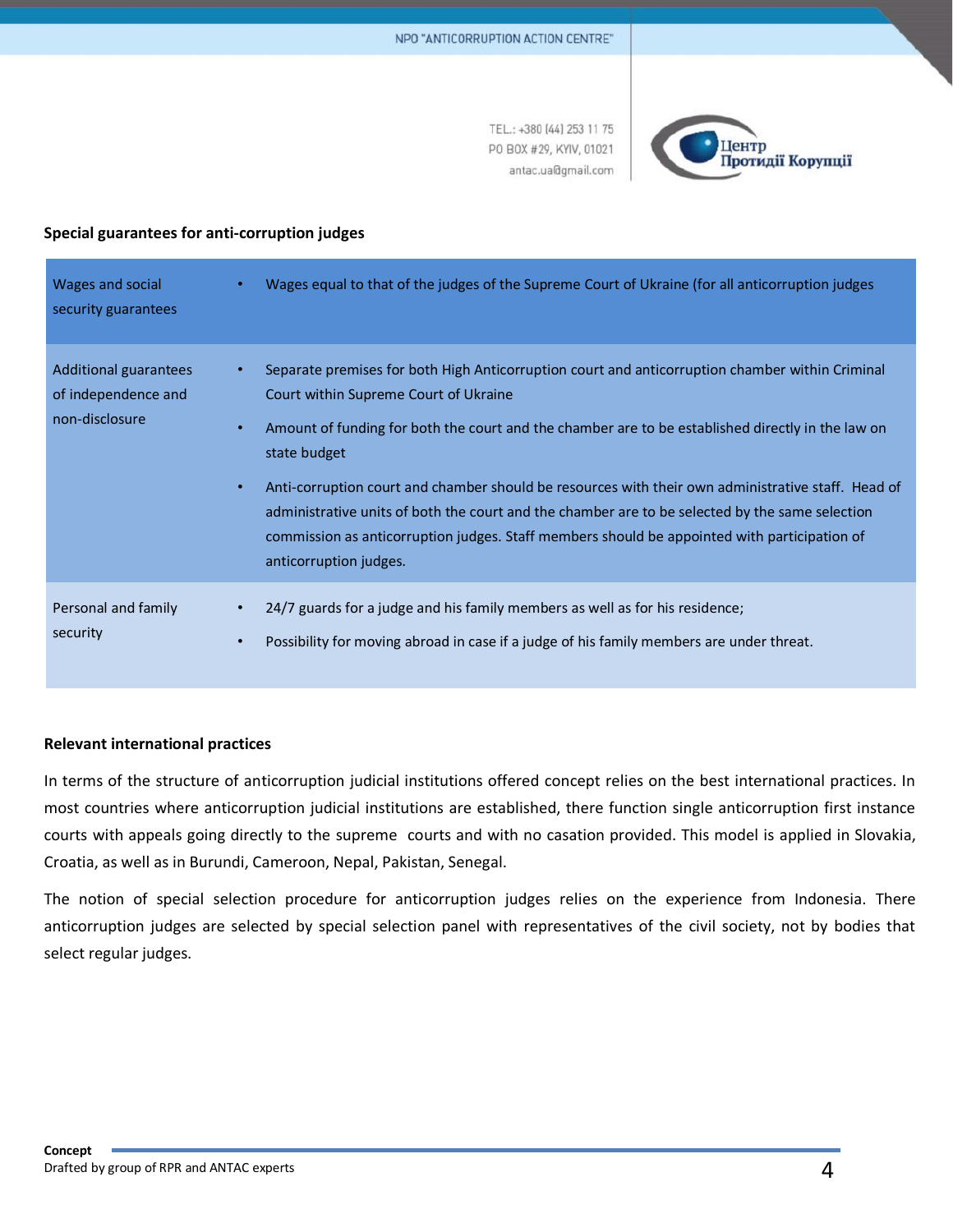**Special guarantees for anti-corruption judges**

| | |
|---|---|
| Wages and social security guarantees | • Wages equal to that of the judges of the Supreme Court of Ukraine (for all anticorruption judges |
| Additional guarantees of independence and non-disclosure | • Separate premises for both High Anticorruption court and anticorruption chamber within Criminal Court within Supreme Court of Ukraine<br>• Amount of funding for both the court and the chamber are to be established directly in the law on state budget<br>• Anti-corruption court and chamber should be resources with their own administrative staff. Head of administrative units of both the court and the chamber are to be selected by the same selection commission as anticorruption judges. Staff members should be appointed with participation of anticorruption judges. |
| Personal and family security | • 24/7 guards for a judge and his family members as well as for his residence;<br>• Possibility for moving abroad in case if a judge of his family members are under threat. |

**Relevant international practices**

In terms of the structure of anticorruption judicial institutions offered concept relies on the best international practices. In most countries where anticorruption judicial institutions are established, there function single anticorruption first instance courts with appeals going directly to the supreme courts and with no casation provided. This model is applied in Slovakia, Croatia, as well as in Burundi, Cameroon, Nepal, Pakistan, Senegal.

The notion of special selection procedure for anticorruption judges relies on the experience from Indonesia. There anticorruption judges are selected by special selection panel with representatives of the civil society, not by bodies that select regular judges.